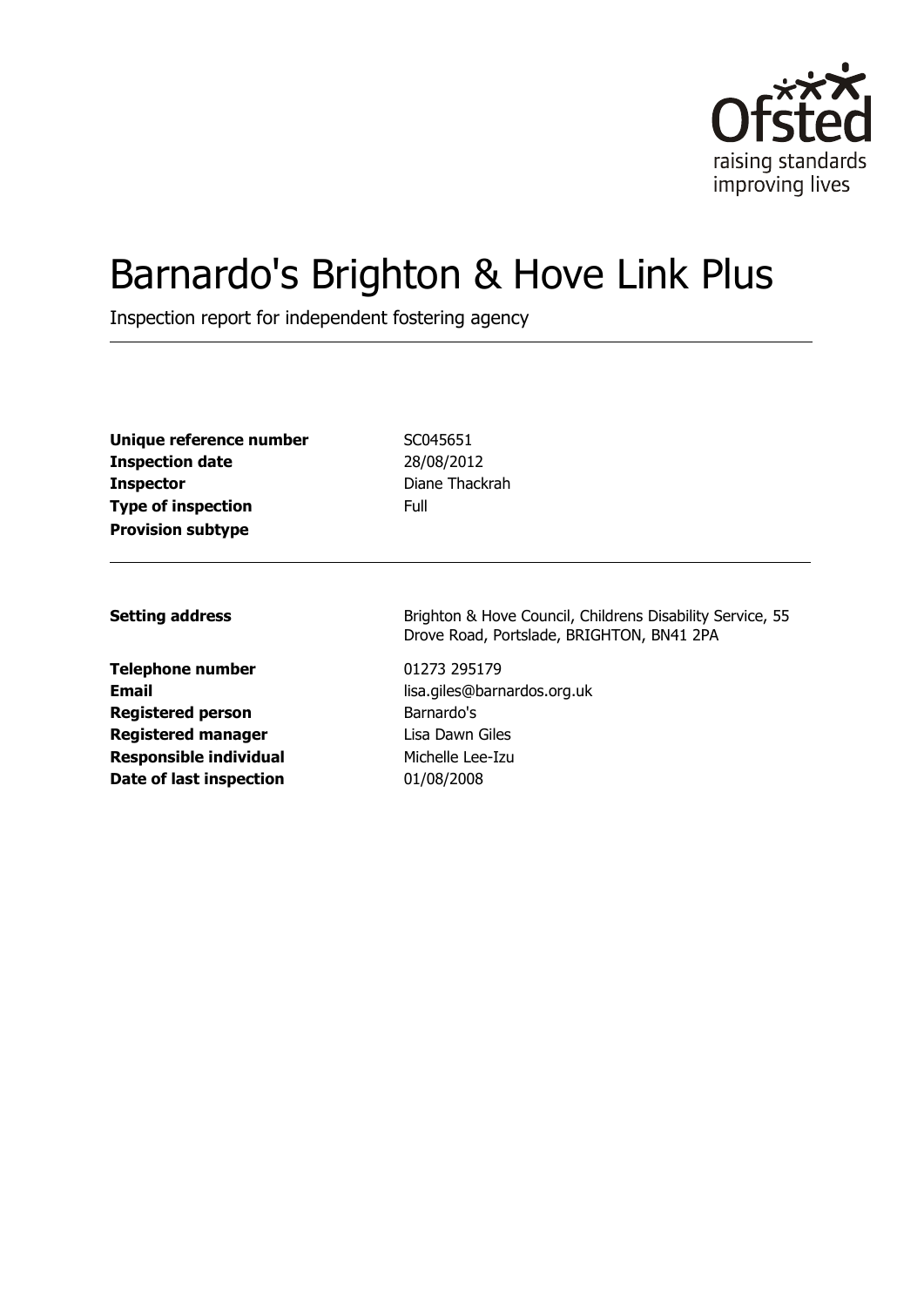Ofsted
raising standards
improving lives

# Barnardo's Brighton & Hove Link Plus

Inspection report for independent fostering agency

| | |
|---|---|
| **Unique reference number** | SC045651 |
| **Inspection date** | 28/08/2012 |
| **Inspector** | Diane Thackrah |
| **Type of inspection** | Full |
| **Provision subtype** | |

| | |
|---|---|
| **Setting address** | Brighton & Hove Council, Childrens Disability Service, 55 Drove Road, Portslade, BRIGHTON, BN41 2PA |
| **Telephone number** | 01273 295179 |
| **Email** | lisa.giles@barnardos.org.uk |
| **Registered person** | Barnardo's |
| **Registered manager** | Lisa Dawn Giles |
| **Responsible individual** | Michelle Lee-Izu |
| **Date of last inspection** | 01/08/2008 |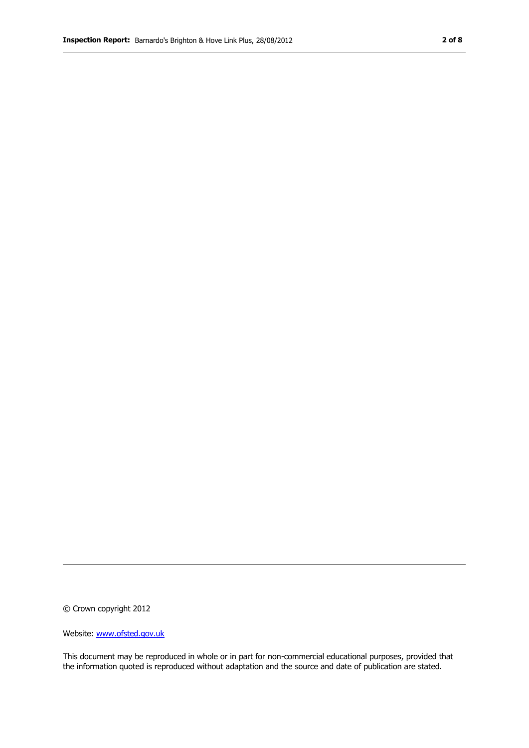© Crown copyright 2012

Website: [www.ofsted.gov.uk](http://www.ofsted.gov.uk)

This document may be reproduced in whole or in part for non-commercial educational purposes, provided that the information quoted is reproduced without adaptation and the source and date of publication are stated.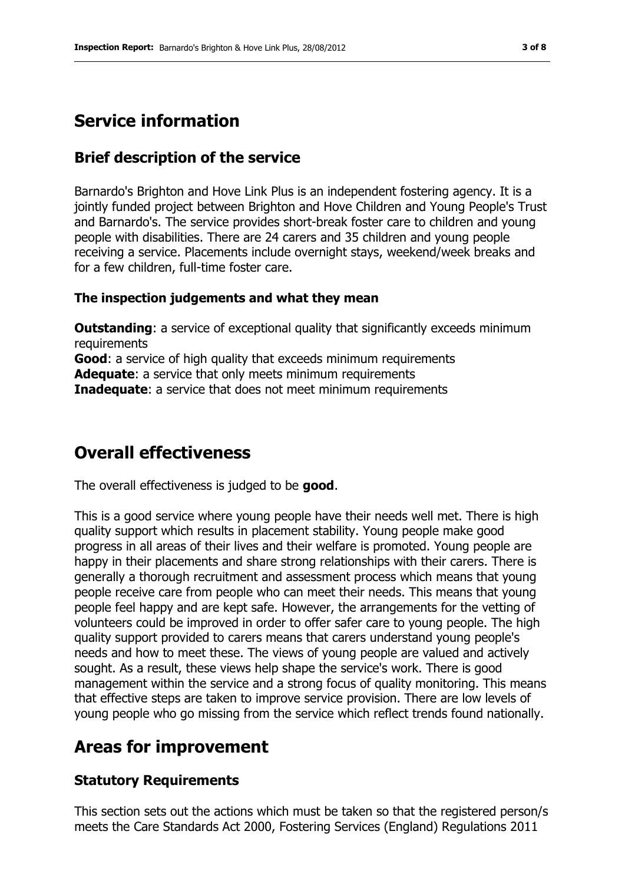# Service information

## Brief description of the service

Barnardo's Brighton and Hove Link Plus is an independent fostering agency. It is a jointly funded project between Brighton and Hove Children and Young People's Trust and Barnardo's. The service provides short-break foster care to children and young people with disabilities. There are 24 carers and 35 children and young people receiving a service. Placements include overnight stays, weekend/week breaks and for a few children, full-time foster care.

### The inspection judgements and what they mean

**Outstanding**: a service of exceptional quality that significantly exceeds minimum requirements
**Good**: a service of high quality that exceeds minimum requirements
**Adequate**: a service that only meets minimum requirements
**Inadequate**: a service that does not meet minimum requirements

# Overall effectiveness

The overall effectiveness is judged to be **good**.

This is a good service where young people have their needs well met. There is high quality support which results in placement stability. Young people make good progress in all areas of their lives and their welfare is promoted. Young people are happy in their placements and share strong relationships with their carers. There is generally a thorough recruitment and assessment process which means that young people receive care from people who can meet their needs. This means that young people feel happy and are kept safe. However, the arrangements for the vetting of volunteers could be improved in order to offer safer care to young people. The high quality support provided to carers means that carers understand young people's needs and how to meet these. The views of young people are valued and actively sought. As a result, these views help shape the service's work. There is good management within the service and a strong focus of quality monitoring. This means that effective steps are taken to improve service provision. There are low levels of young people who go missing from the service which reflect trends found nationally.

# Areas for improvement

## Statutory Requirements

This section sets out the actions which must be taken so that the registered person/s meets the Care Standards Act 2000, Fostering Services (England) Regulations 2011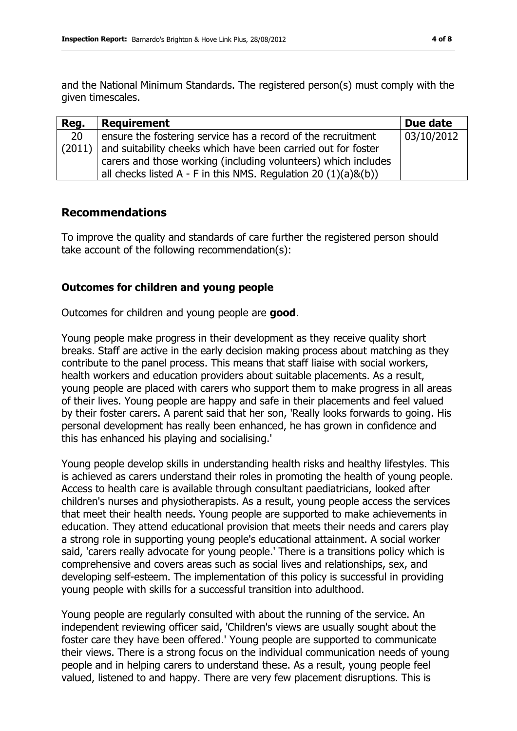and the National Minimum Standards. The registered person(s) must comply with the given timescales.

| Reg. | Requirement | Due date |
| --- | --- | --- |
| 20 (2011) | ensure the fostering service has a record of the recruitment and suitability cheeks which have been carried out for foster carers and those working (including volunteers) which includes all checks listed A - F in this NMS. Regulation 20 (1)(a)&(b)) | 03/10/2012 |

## Recommendations

To improve the quality and standards of care further the registered person should take account of the following recommendation(s):

### Outcomes for children and young people

Outcomes for children and young people are **good**.

Young people make progress in their development as they receive quality short breaks. Staff are active in the early decision making process about matching as they contribute to the panel process. This means that staff liaise with social workers, health workers and education providers about suitable placements. As a result, young people are placed with carers who support them to make progress in all areas of their lives. Young people are happy and safe in their placements and feel valued by their foster carers. A parent said that her son, 'Really looks forwards to going. His personal development has really been enhanced, he has grown in confidence and this has enhanced his playing and socialising.'

Young people develop skills in understanding health risks and healthy lifestyles. This is achieved as carers understand their roles in promoting the health of young people. Access to health care is available through consultant paediatricians, looked after children's nurses and physiotherapists. As a result, young people access the services that meet their health needs. Young people are supported to make achievements in education. They attend educational provision that meets their needs and carers play a strong role in supporting young people's educational attainment. A social worker said, 'carers really advocate for young people.' There is a transitions policy which is comprehensive and covers areas such as social lives and relationships, sex, and developing self-esteem. The implementation of this policy is successful in providing young people with skills for a successful transition into adulthood.

Young people are regularly consulted with about the running of the service. An independent reviewing officer said, 'Children's views are usually sought about the foster care they have been offered.' Young people are supported to communicate their views. There is a strong focus on the individual communication needs of young people and in helping carers to understand these. As a result, young people feel valued, listened to and happy. There are very few placement disruptions. This is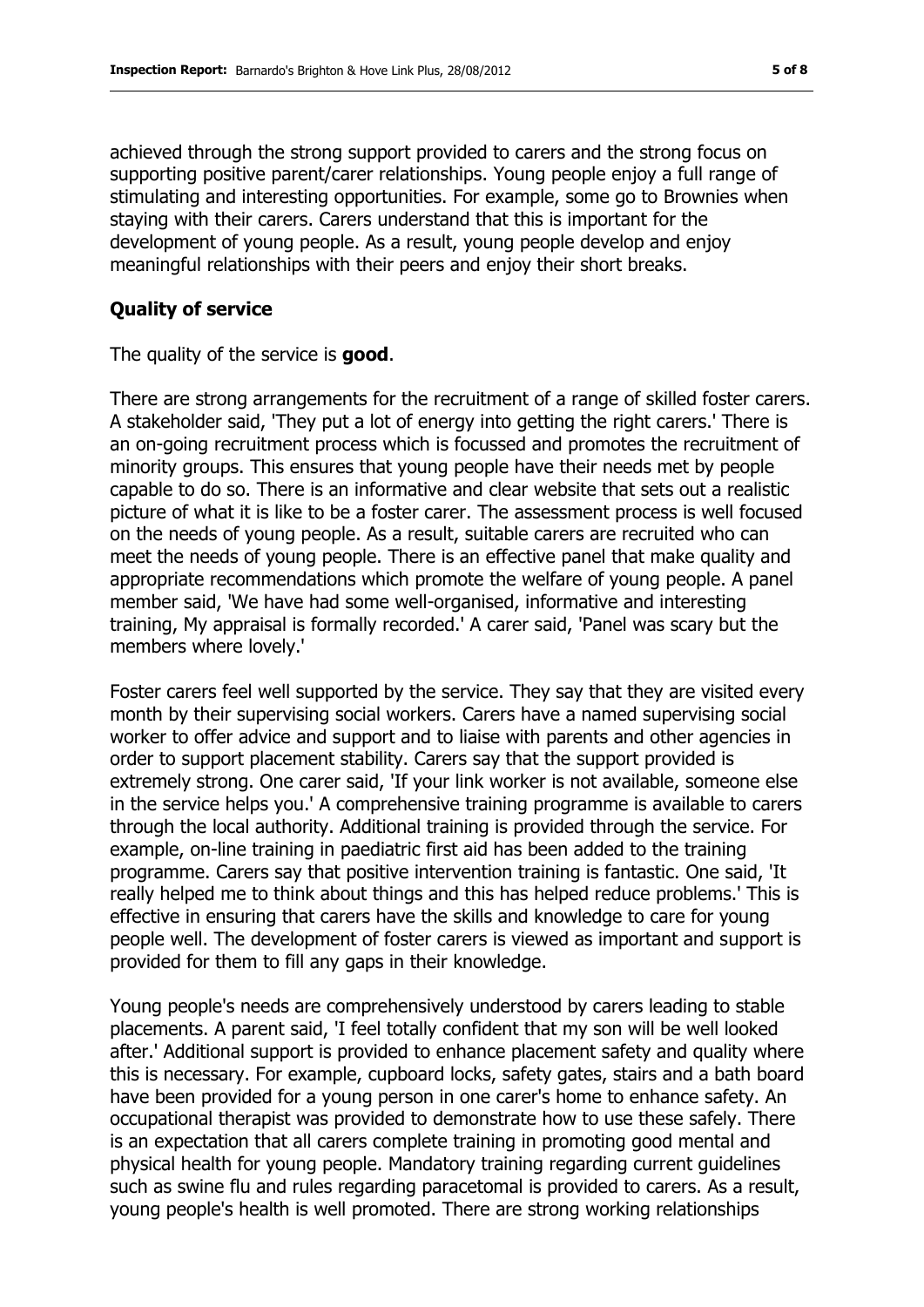achieved through the strong support provided to carers and the strong focus on supporting positive parent/carer relationships. Young people enjoy a full range of stimulating and interesting opportunities. For example, some go to Brownies when staying with their carers. Carers understand that this is important for the development of young people. As a result, young people develop and enjoy meaningful relationships with their peers and enjoy their short breaks.

## Quality of service

The quality of the service is **good**.

There are strong arrangements for the recruitment of a range of skilled foster carers. A stakeholder said, 'They put a lot of energy into getting the right carers.' There is an on-going recruitment process which is focussed and promotes the recruitment of minority groups. This ensures that young people have their needs met by people capable to do so. There is an informative and clear website that sets out a realistic picture of what it is like to be a foster carer. The assessment process is well focused on the needs of young people. As a result, suitable carers are recruited who can meet the needs of young people. There is an effective panel that make quality and appropriate recommendations which promote the welfare of young people. A panel member said, 'We have had some well-organised, informative and interesting training, My appraisal is formally recorded.' A carer said, 'Panel was scary but the members where lovely.'

Foster carers feel well supported by the service. They say that they are visited every month by their supervising social workers. Carers have a named supervising social worker to offer advice and support and to liaise with parents and other agencies in order to support placement stability. Carers say that the support provided is extremely strong. One carer said, 'If your link worker is not available, someone else in the service helps you.' A comprehensive training programme is available to carers through the local authority. Additional training is provided through the service. For example, on-line training in paediatric first aid has been added to the training programme. Carers say that positive intervention training is fantastic. One said, 'It really helped me to think about things and this has helped reduce problems.' This is effective in ensuring that carers have the skills and knowledge to care for young people well. The development of foster carers is viewed as important and support is provided for them to fill any gaps in their knowledge.

Young people's needs are comprehensively understood by carers leading to stable placements. A parent said, 'I feel totally confident that my son will be well looked after.' Additional support is provided to enhance placement safety and quality where this is necessary. For example, cupboard locks, safety gates, stairs and a bath board have been provided for a young person in one carer's home to enhance safety. An occupational therapist was provided to demonstrate how to use these safely. There is an expectation that all carers complete training in promoting good mental and physical health for young people. Mandatory training regarding current guidelines such as swine flu and rules regarding paracetomal is provided to carers. As a result, young people's health is well promoted. There are strong working relationships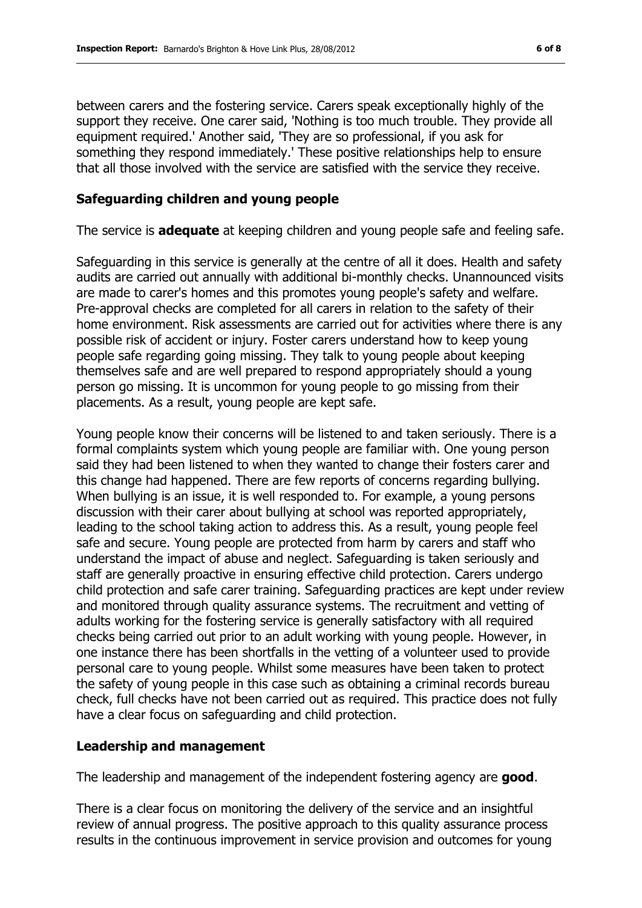between carers and the fostering service. Carers speak exceptionally highly of the support they receive. One carer said, 'Nothing is too much trouble. They provide all equipment required.' Another said, 'They are so professional, if you ask for something they respond immediately.' These positive relationships help to ensure that all those involved with the service are satisfied with the service they receive.

## Safeguarding children and young people

The service is **adequate** at keeping children and young people safe and feeling safe.

Safeguarding in this service is generally at the centre of all it does. Health and safety audits are carried out annually with additional bi-monthly checks. Unannounced visits are made to carer's homes and this promotes young people's safety and welfare. Pre-approval checks are completed for all carers in relation to the safety of their home environment. Risk assessments are carried out for activities where there is any possible risk of accident or injury. Foster carers understand how to keep young people safe regarding going missing. They talk to young people about keeping themselves safe and are well prepared to respond appropriately should a young person go missing. It is uncommon for young people to go missing from their placements. As a result, young people are kept safe.

Young people know their concerns will be listened to and taken seriously. There is a formal complaints system which young people are familiar with. One young person said they had been listened to when they wanted to change their fosters carer and this change had happened. There are few reports of concerns regarding bullying. When bullying is an issue, it is well responded to. For example, a young persons discussion with their carer about bullying at school was reported appropriately, leading to the school taking action to address this. As a result, young people feel safe and secure. Young people are protected from harm by carers and staff who understand the impact of abuse and neglect. Safeguarding is taken seriously and staff are generally proactive in ensuring effective child protection. Carers undergo child protection and safe carer training. Safeguarding practices are kept under review and monitored through quality assurance systems. The recruitment and vetting of adults working for the fostering service is generally satisfactory with all required checks being carried out prior to an adult working with young people. However, in one instance there has been shortfalls in the vetting of a volunteer used to provide personal care to young people. Whilst some measures have been taken to protect the safety of young people in this case such as obtaining a criminal records bureau check, full checks have not been carried out as required. This practice does not fully have a clear focus on safeguarding and child protection.

## Leadership and management

The leadership and management of the independent fostering agency are **good**.

There is a clear focus on monitoring the delivery of the service and an insightful review of annual progress. The positive approach to this quality assurance process results in the continuous improvement in service provision and outcomes for young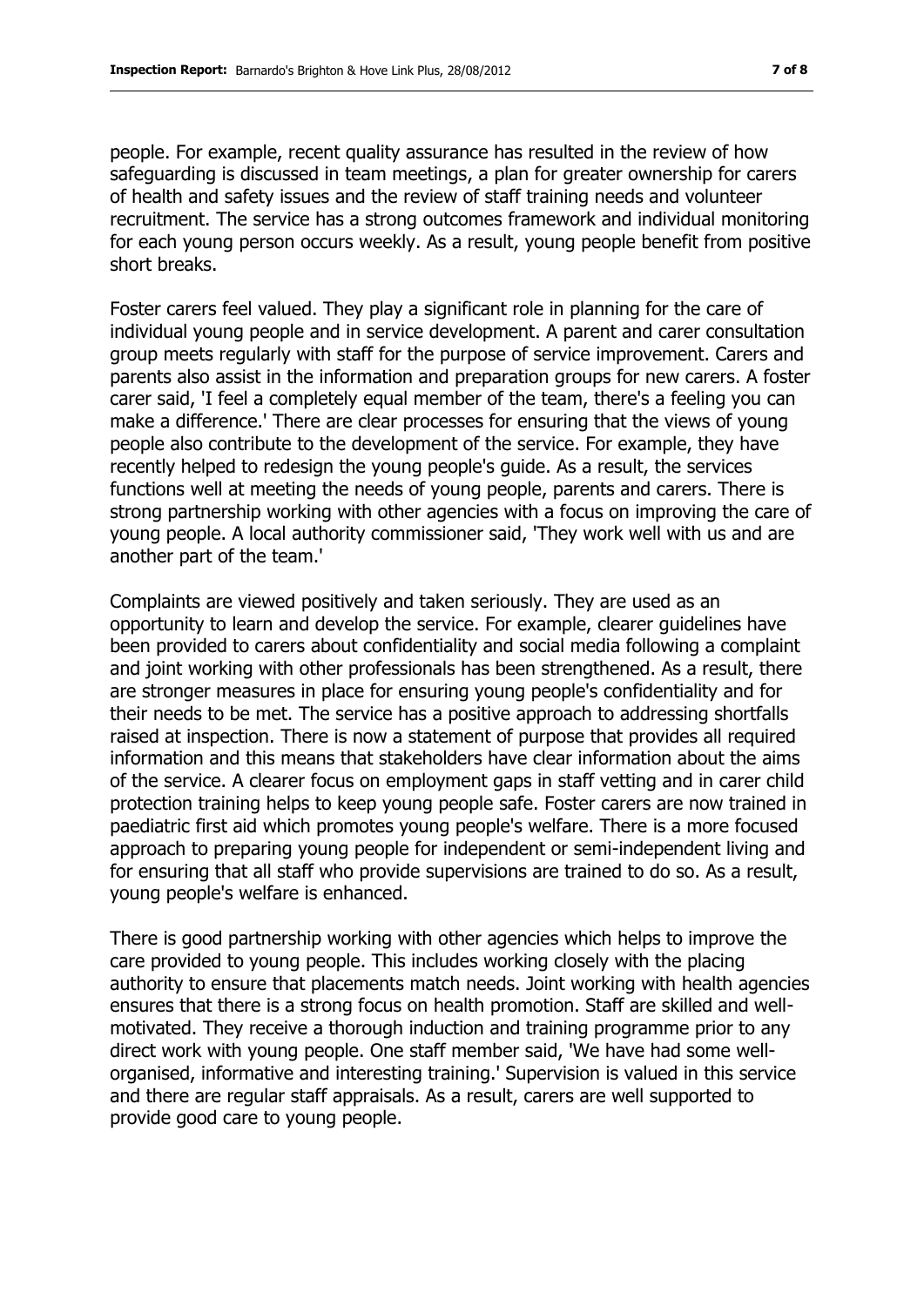people. For example, recent quality assurance has resulted in the review of how safeguarding is discussed in team meetings, a plan for greater ownership for carers of health and safety issues and the review of staff training needs and volunteer recruitment. The service has a strong outcomes framework and individual monitoring for each young person occurs weekly. As a result, young people benefit from positive short breaks.

Foster carers feel valued. They play a significant role in planning for the care of individual young people and in service development. A parent and carer consultation group meets regularly with staff for the purpose of service improvement. Carers and parents also assist in the information and preparation groups for new carers. A foster carer said, 'I feel a completely equal member of the team, there's a feeling you can make a difference.' There are clear processes for ensuring that the views of young people also contribute to the development of the service. For example, they have recently helped to redesign the young people's guide. As a result, the services functions well at meeting the needs of young people, parents and carers. There is strong partnership working with other agencies with a focus on improving the care of young people. A local authority commissioner said, 'They work well with us and are another part of the team.'

Complaints are viewed positively and taken seriously. They are used as an opportunity to learn and develop the service. For example, clearer guidelines have been provided to carers about confidentiality and social media following a complaint and joint working with other professionals has been strengthened. As a result, there are stronger measures in place for ensuring young people's confidentiality and for their needs to be met. The service has a positive approach to addressing shortfalls raised at inspection. There is now a statement of purpose that provides all required information and this means that stakeholders have clear information about the aims of the service. A clearer focus on employment gaps in staff vetting and in carer child protection training helps to keep young people safe. Foster carers are now trained in paediatric first aid which promotes young people's welfare. There is a more focused approach to preparing young people for independent or semi-independent living and for ensuring that all staff who provide supervisions are trained to do so. As a result, young people's welfare is enhanced.

There is good partnership working with other agencies which helps to improve the care provided to young people. This includes working closely with the placing authority to ensure that placements match needs. Joint working with health agencies ensures that there is a strong focus on health promotion. Staff are skilled and well-motivated. They receive a thorough induction and training programme prior to any direct work with young people. One staff member said, 'We have had some well-organised, informative and interesting training.' Supervision is valued in this service and there are regular staff appraisals. As a result, carers are well supported to provide good care to young people.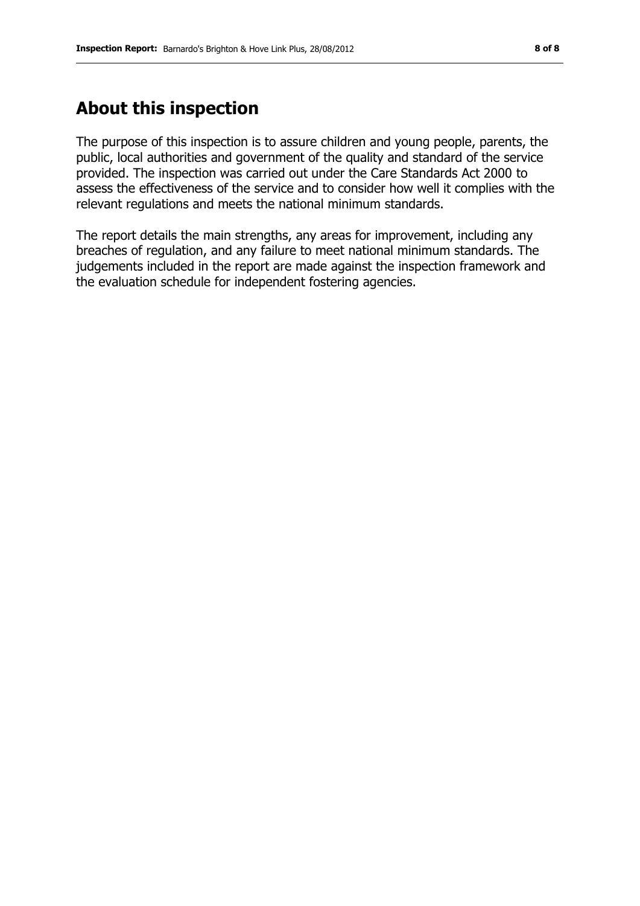## About this inspection

The purpose of this inspection is to assure children and young people, parents, the public, local authorities and government of the quality and standard of the service provided. The inspection was carried out under the Care Standards Act 2000 to assess the effectiveness of the service and to consider how well it complies with the relevant regulations and meets the national minimum standards.

The report details the main strengths, any areas for improvement, including any breaches of regulation, and any failure to meet national minimum standards. The judgements included in the report are made against the inspection framework and the evaluation schedule for independent fostering agencies.